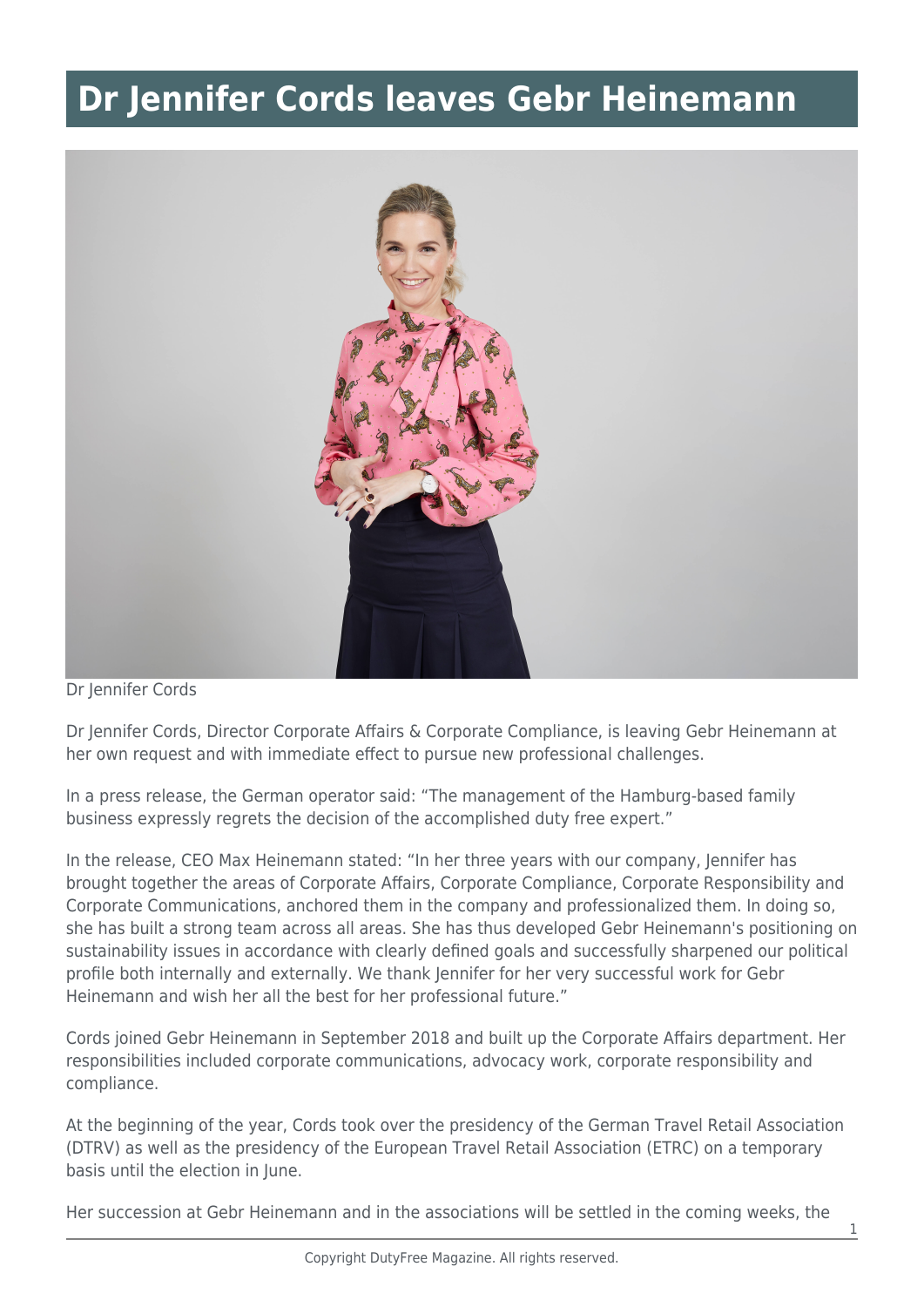# Dr Jennifer Cords leaves Gebr Heinemann

Dr Jennifer Cords

Dr Jennifer Cords, Director Corporate Affairs & Corporate Compliance, is leaving Gebr Heinemann at her own request and with immediate effect to pursue new professional challenges.

In a press release, the German operator said: "The management of the Hamburg-based family business expressly regrets the decision of the accomplished duty free expert."

In the release, CEO Max Heinemann stated: "In her three years with our company, Jennifer has brought together the areas of Corporate Affairs, Corporate Compliance, Corporate Responsibility and Corporate Communications, anchored them in the company and professionalized them. In doing so, she has built a strong team across all areas. She has thus developed Gebr Heinemann's positioning on sustainability issues in accordance with clearly defined goals and successfully sharpened our political profile both internally and externally. We thank Jennifer for her very successful work for Gebr Heinemann and wish her all the best for her professional future."

Cords joined Gebr Heinemann in September 2018 and built up the Corporate Affairs department. Her responsibilities included corporate communications, advocacy work, corporate responsibility and compliance.

At the beginning of the year, Cords took over the presidency of the German Travel Retail Association (DTRV) as well as the presidency of the European Travel Retail Association (ETRC) on a temporary basis until the election in June.

Her succession at Gebr Heinemann and in the associations will be settled in the coming weeks, the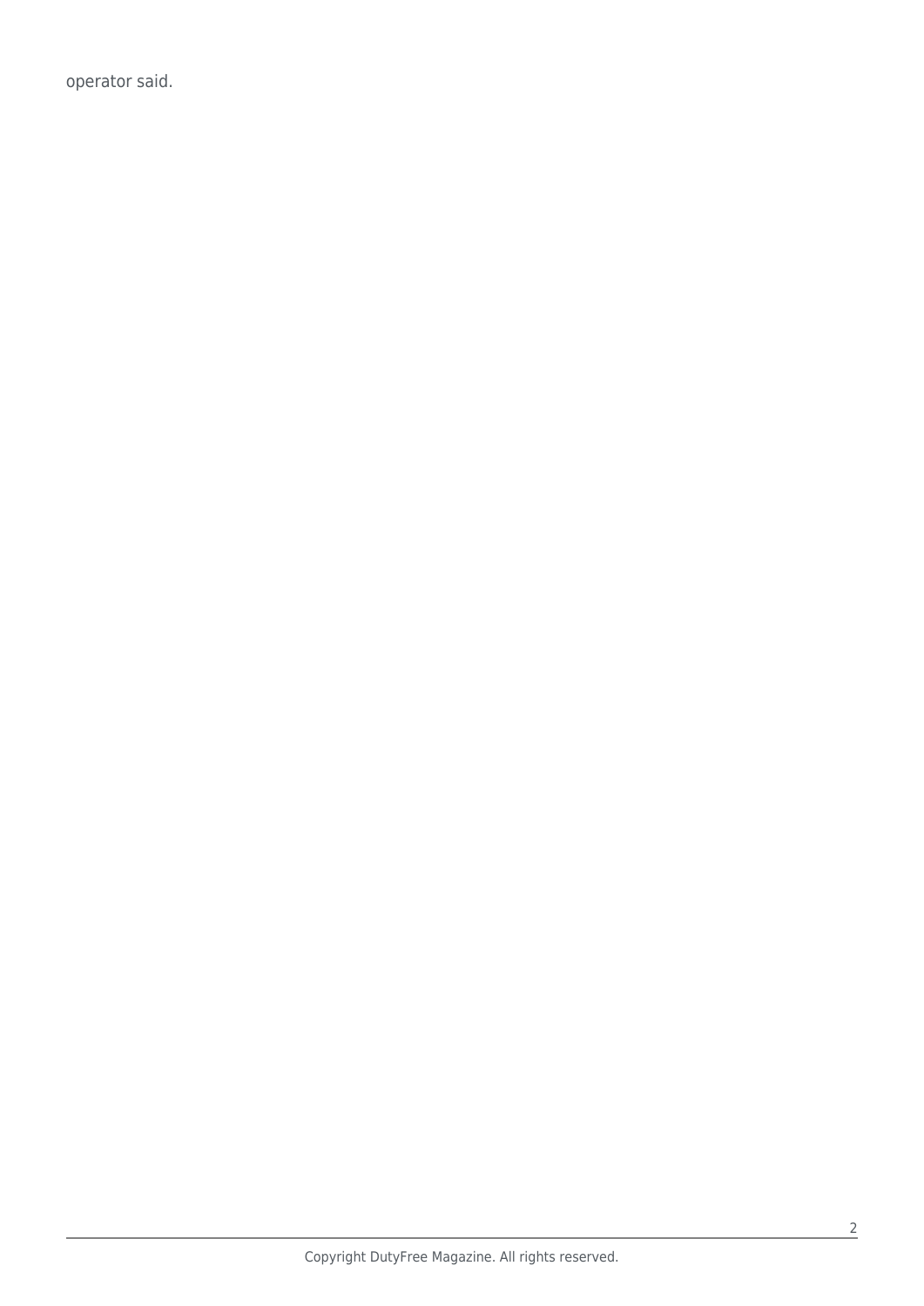operator said.